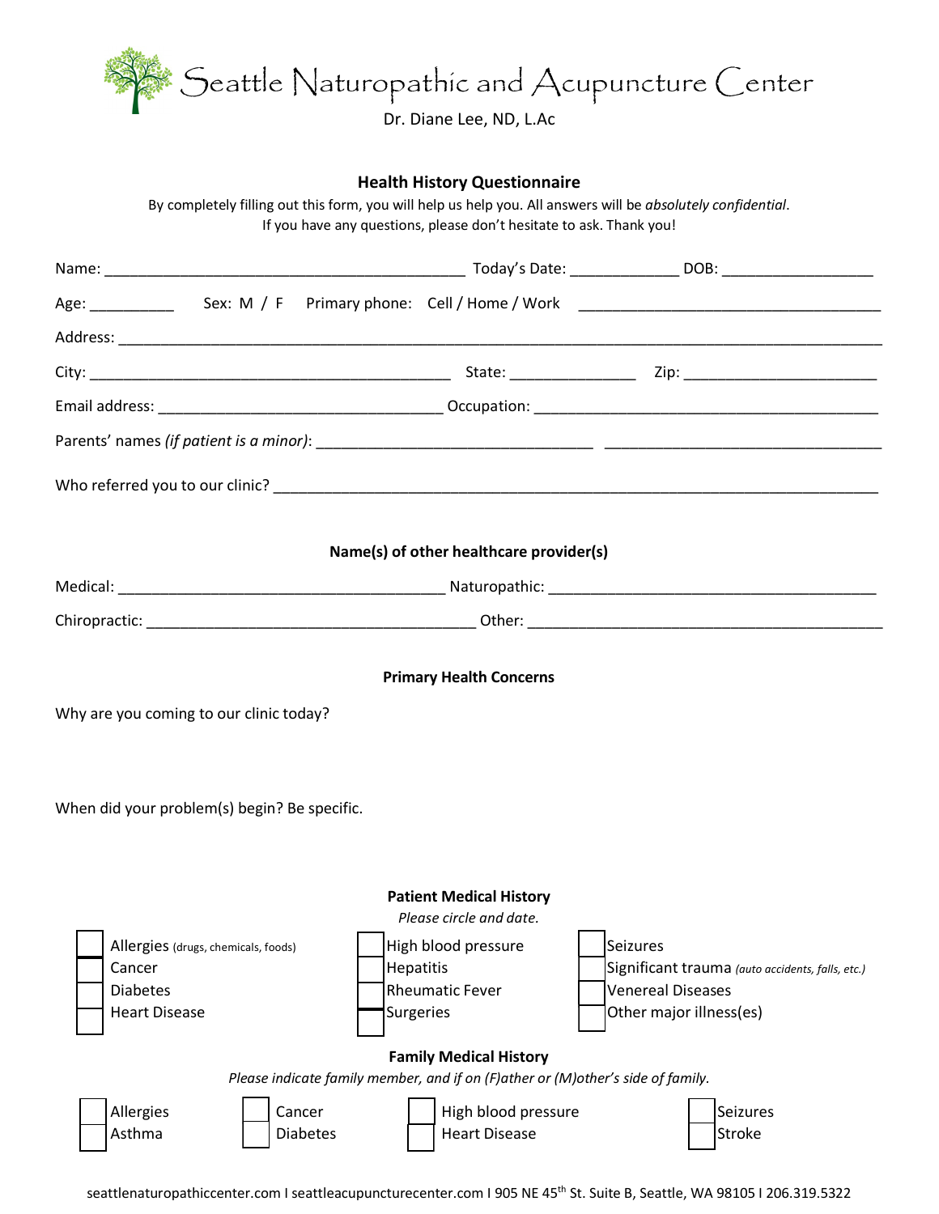# Seattle Naturopathic and Acupuncture Center

Dr. Diane Lee, ND, L.Ac

## Health History Questionnaire

By completely filling out this form, you will help us help you. All answers will be *absolutely confidential*.
If you have any questions, please don't hesitate to ask. Thank you!

Name: ___________________________________________ Today's Date: _____________ DOB: __________________

Age: __________ Sex: M / F Primary phone: Cell / Home / Work ___________________________________

Address: ___________________________________________________________________________________

City: ___________________________________________ State: _______________ Zip: _______________________

Email address: _________________________________ Occupation: ________________________________________

Parents' names *(if patient is a minor)*: ________________________________ ________________________________

Who referred you to our clinic? __________________________________________________________________

### Name(s) of other healthcare provider(s)

Medical: ______________________________________ Naturopathic: ______________________________________

Chiropractic: ______________________________________ Other: __________________________________________

### Primary Health Concerns

Why are you coming to our clinic today?

When did your problem(s) begin? Be specific.

### Patient Medical History

*Please circle and date.*

- ☐ Allergies (drugs, chemicals, foods)
- ☐ Cancer
- ☐ Diabetes
- ☐ Heart Disease
- ☐ High blood pressure
- ☐ Hepatitis
- ☐ Rheumatic Fever
- ☐ Surgeries
- ☐ Seizures
- ☐ Significant trauma *(auto accidents, falls, etc.)*
- ☐ Venereal Diseases
- ☐ Other major illness(es)

### Family Medical History

*Please indicate family member, and if on (F)ather or (M)other's side of family.*

- ☐ Allergies
- ☐ Asthma
- ☐ Cancer
- ☐ Diabetes
- ☐ High blood pressure
- ☐ Heart Disease
- ☐ Seizures
- ☐ Stroke

seattlenaturopathiccenter.com I seattleacupuncturecenter.com I 905 NE 45th St. Suite B, Seattle, WA 98105 I 206.319.5322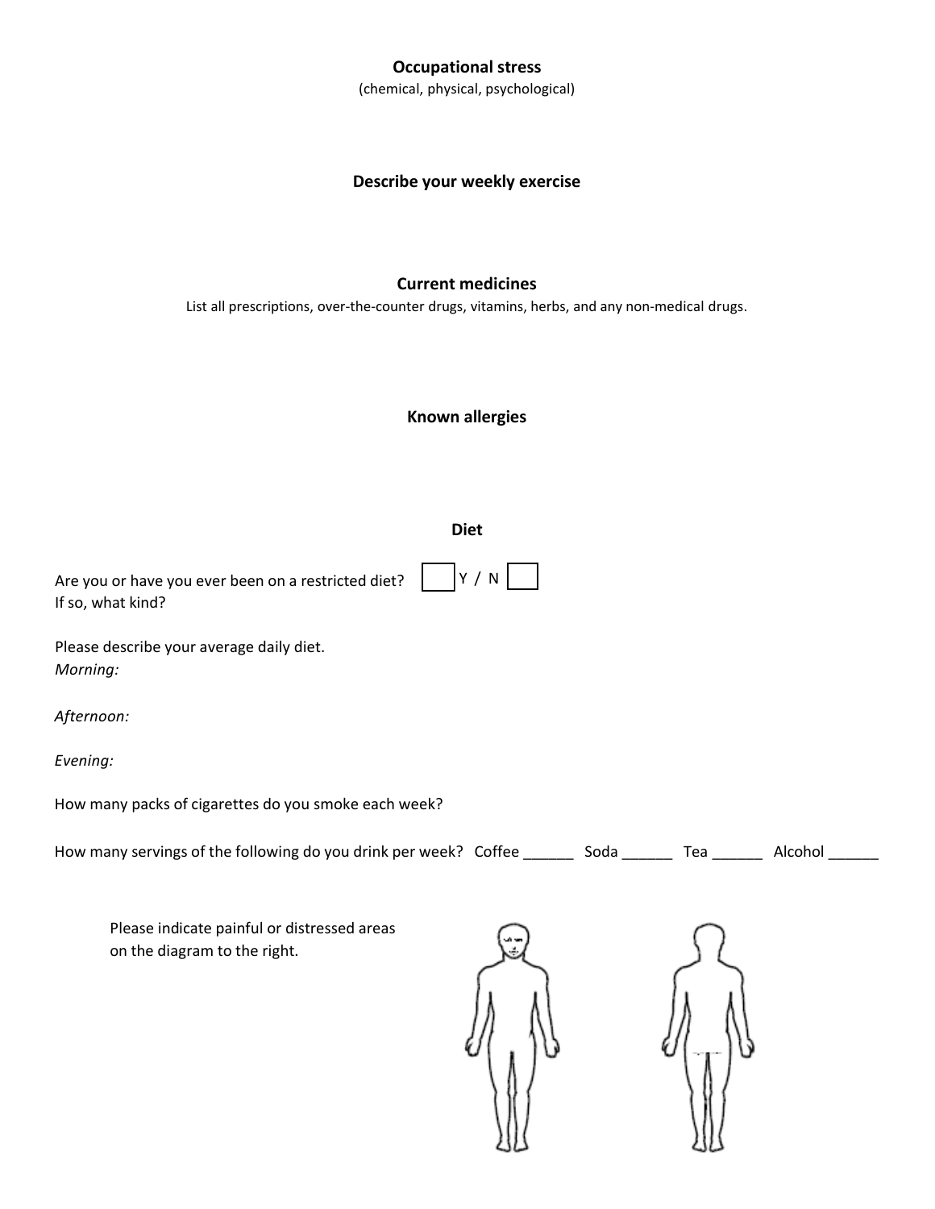**Occupational stress**

(chemical, physical, psychological)

**Describe your weekly exercise**

**Current medicines**

List all prescriptions, over-the-counter drugs, vitamins, herbs, and any non-medical drugs.

**Known allergies**

**Diet**

Are you or have you ever been on a restricted diet? ☐ Y / N ☐

If so, what kind?

Please describe your average daily diet.

*Morning:*

*Afternoon:*

*Evening:*

How many packs of cigarettes do you smoke each week?

How many servings of the following do you drink per week? Coffee ______ Soda ______ Tea ______ Alcohol ______

Please indicate painful or distressed areas on the diagram to the right.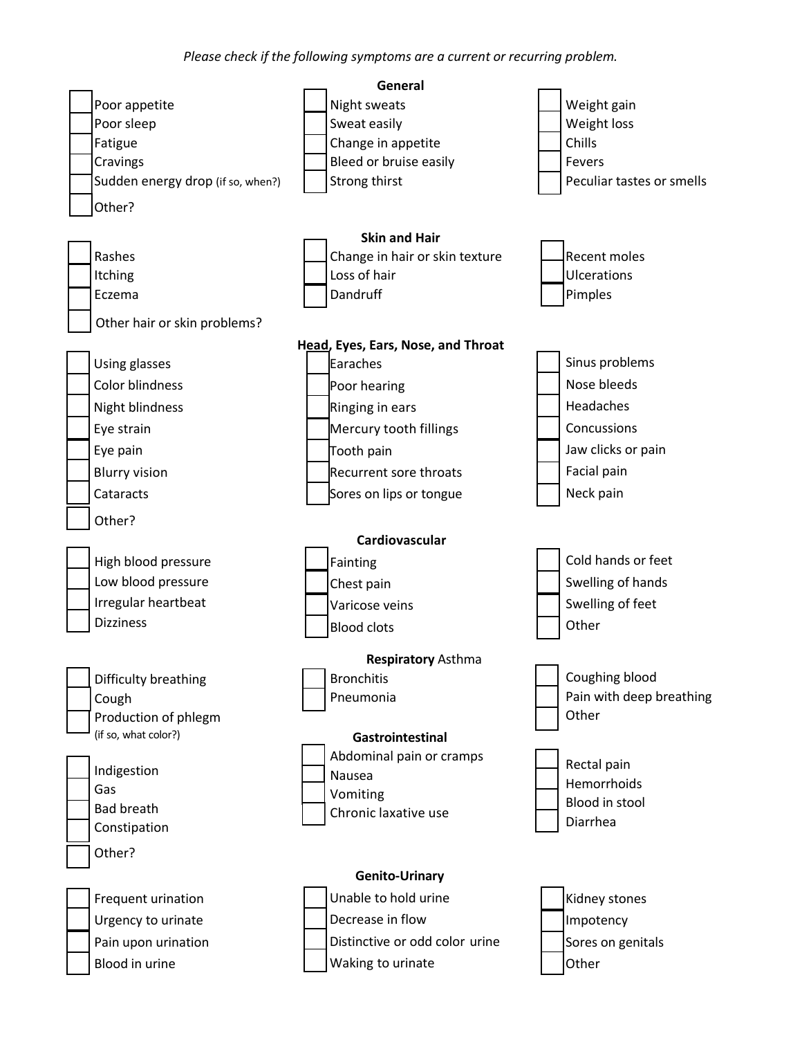*Please check if the following symptoms are a current or recurring problem.*

### General

- [ ] Poor appetite
- [ ] Poor sleep
- [ ] Fatigue
- [ ] Cravings
- [ ] Sudden energy drop (if so, when?)
- [ ] Other?
- [ ] Night sweats
- [ ] Sweat easily
- [ ] Change in appetite
- [ ] Bleed or bruise easily
- [ ] Strong thirst
- [ ] Weight gain
- [ ] Weight loss
- [ ] Chills
- [ ] Fevers
- [ ] Peculiar tastes or smells

### Skin and Hair

- [ ] Rashes
- [ ] Itching
- [ ] Eczema
- [ ] Other hair or skin problems?
- [ ] Change in hair or skin texture
- [ ] Loss of hair
- [ ] Dandruff
- [ ] Recent moles
- [ ] Ulcerations
- [ ] Pimples

### Head, Eyes, Ears, Nose, and Throat

- [ ] Using glasses
- [ ] Color blindness
- [ ] Night blindness
- [ ] Eye strain
- [ ] Eye pain
- [ ] Blurry vision
- [ ] Cataracts
- [ ] Other?
- [ ] Earaches
- [ ] Poor hearing
- [ ] Ringing in ears
- [ ] Mercury tooth fillings
- [ ] Tooth pain
- [ ] Recurrent sore throats
- [ ] Sores on lips or tongue
- [ ] Sinus problems
- [ ] Nose bleeds
- [ ] Headaches
- [ ] Concussions
- [ ] Jaw clicks or pain
- [ ] Facial pain
- [ ] Neck pain

### Cardiovascular

- [ ] High blood pressure
- [ ] Low blood pressure
- [ ] Irregular heartbeat
- [ ] Dizziness
- [ ] Fainting
- [ ] Chest pain
- [ ] Varicose veins
- [ ] Blood clots
- [ ] Cold hands or feet
- [ ] Swelling of hands
- [ ] Swelling of feet
- [ ] Other

### Respiratory Asthma

- [ ] Difficulty breathing
- [ ] Cough
- [ ] Production of phlegm (if so, what color?)
- [ ] Bronchitis
- [ ] Pneumonia
- [ ] Coughing blood
- [ ] Pain with deep breathing
- [ ] Other

### Gastrointestinal

- [ ] Indigestion
- [ ] Gas
- [ ] Bad breath
- [ ] Constipation
- [ ] Other?
- [ ] Abdominal pain or cramps
- [ ] Nausea
- [ ] Vomiting
- [ ] Chronic laxative use
- [ ] Rectal pain
- [ ] Hemorrhoids
- [ ] Blood in stool
- [ ] Diarrhea

### Genito-Urinary

- [ ] Frequent urination
- [ ] Urgency to urinate
- [ ] Pain upon urination
- [ ] Blood in urine
- [ ] Unable to hold urine
- [ ] Decrease in flow
- [ ] Distinctive or odd color urine
- [ ] Waking to urinate
- [ ] Kidney stones
- [ ] Impotency
- [ ] Sores on genitals
- [ ] Other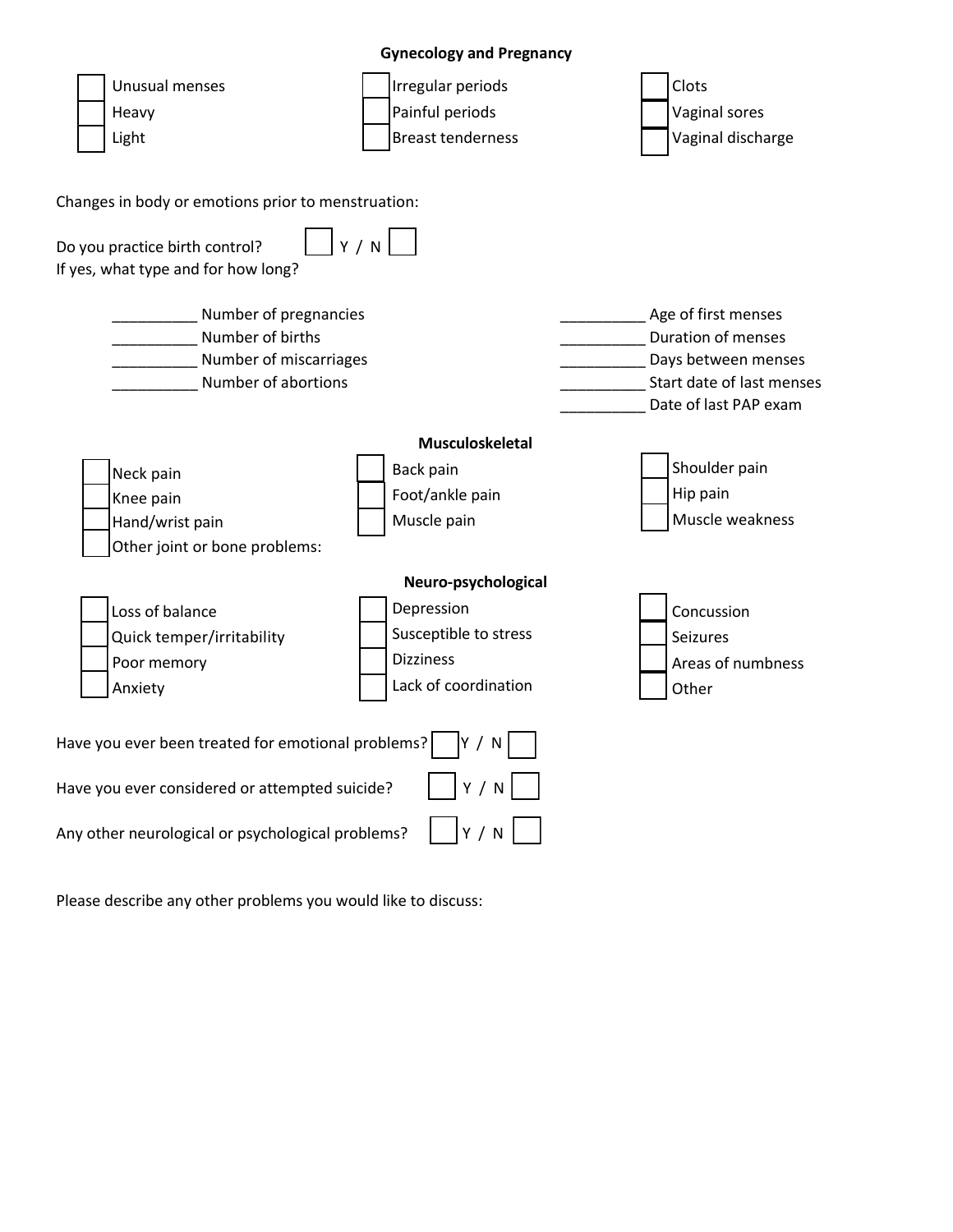## Gynecology and Pregnancy

- [ ] Unusual menses
- [ ] Heavy
- [ ] Light
- [ ] Irregular periods
- [ ] Painful periods
- [ ] Breast tenderness
- [ ] Clots
- [ ] Vaginal sores
- [ ] Vaginal discharge

Changes in body or emotions prior to menstruation:

Do you practice birth control? [ ] Y / N [ ]

If yes, what type and for how long?

__________ Number of pregnancies

__________ Number of births

__________ Number of miscarriages

__________ Number of abortions

__________ Age of first menses

__________ Duration of menses

__________ Days between menses

__________ Start date of last menses

__________ Date of last PAP exam

## Musculoskeletal

- [ ] Neck pain
- [ ] Knee pain
- [ ] Hand/wrist pain
- [ ] Other joint or bone problems:
- [ ] Back pain
- [ ] Foot/ankle pain
- [ ] Muscle pain
- [ ] Shoulder pain
- [ ] Hip pain
- [ ] Muscle weakness

## Neuro-psychological

- [ ] Loss of balance
- [ ] Quick temper/irritability
- [ ] Poor memory
- [ ] Anxiety
- [ ] Depression
- [ ] Susceptible to stress
- [ ] Dizziness
- [ ] Lack of coordination
- [ ] Concussion
- [ ] Seizures
- [ ] Areas of numbness
- [ ] Other

Have you ever been treated for emotional problems? [ ] Y / N [ ]

Have you ever considered or attempted suicide? [ ] Y / N [ ]

Any other neurological or psychological problems? [ ] Y / N [ ]

Please describe any other problems you would like to discuss: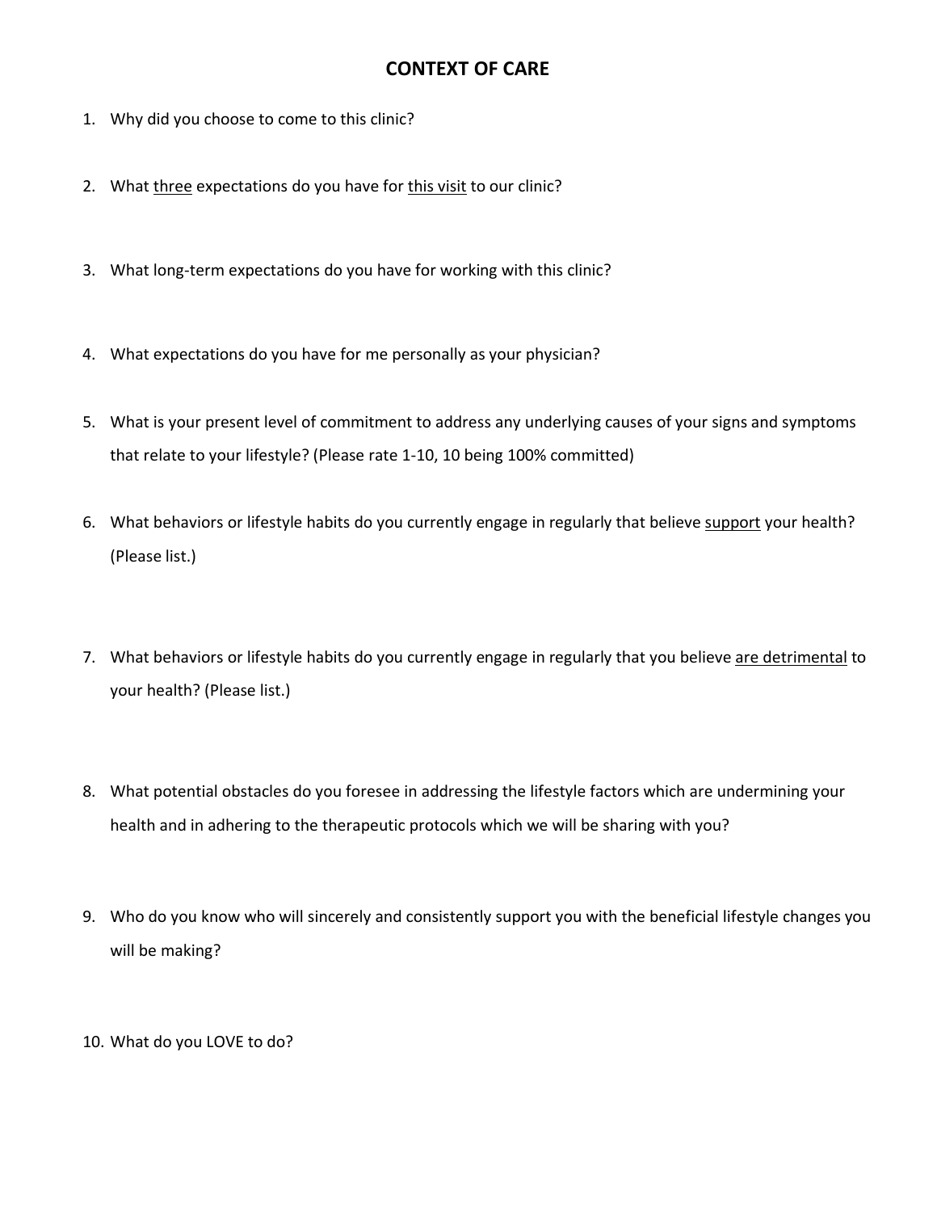# CONTEXT OF CARE

1. Why did you choose to come to this clinic?
2. What <u>three</u> expectations do you have for <u>this visit</u> to our clinic?
3. What long-term expectations do you have for working with this clinic?
4. What expectations do you have for me personally as your physician?
5. What is your present level of commitment to address any underlying causes of your signs and symptoms that relate to your lifestyle? (Please rate 1-10, 10 being 100% committed)
6. What behaviors or lifestyle habits do you currently engage in regularly that believe <u>support</u> your health? (Please list.)
7. What behaviors or lifestyle habits do you currently engage in regularly that you believe <u>are detrimental</u> to your health? (Please list.)
8. What potential obstacles do you foresee in addressing the lifestyle factors which are undermining your health and in adhering to the therapeutic protocols which we will be sharing with you?
9. Who do you know who will sincerely and consistently support you with the beneficial lifestyle changes you will be making?
10. What do you LOVE to do?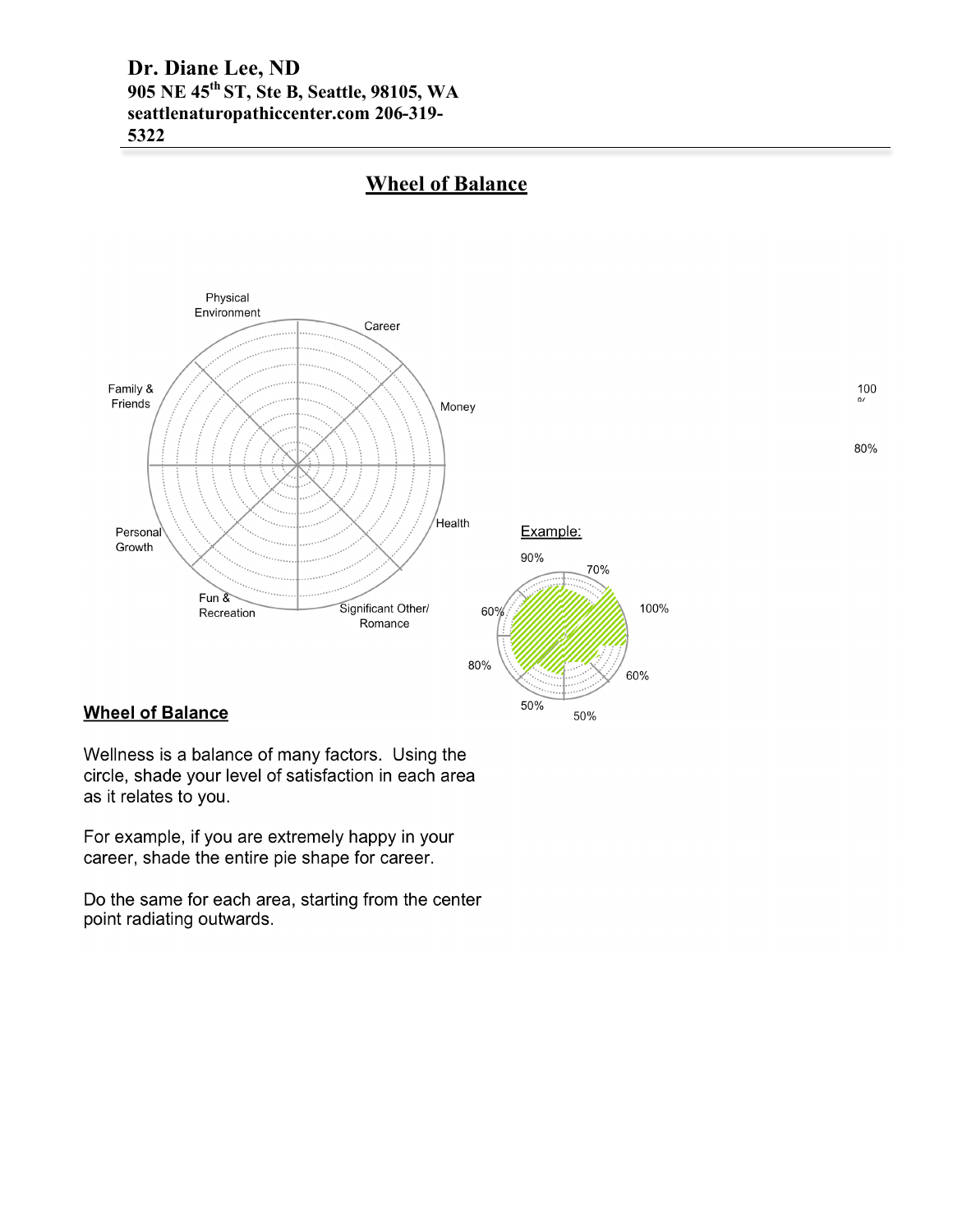**Dr. Diane Lee, ND**
**905 NE 45th ST, Ste B, Seattle, 98105, WA**
**seattlenaturopathiccenter.com 206-319-5322**

# Wheel of Balance

Physical Environment

Career

Family & Friends

Money

Personal Growth

Health

Fun & Recreation

Significant Other/ Romance

Example:

90% 70% 60% 100% 80% 60% 50% 50%

100 %

80%

## Wheel of Balance

Wellness is a balance of many factors. Using the circle, shade your level of satisfaction in each area as it relates to you.

For example, if you are extremely happy in your career, shade the entire pie shape for career.

Do the same for each area, starting from the center point radiating outwards.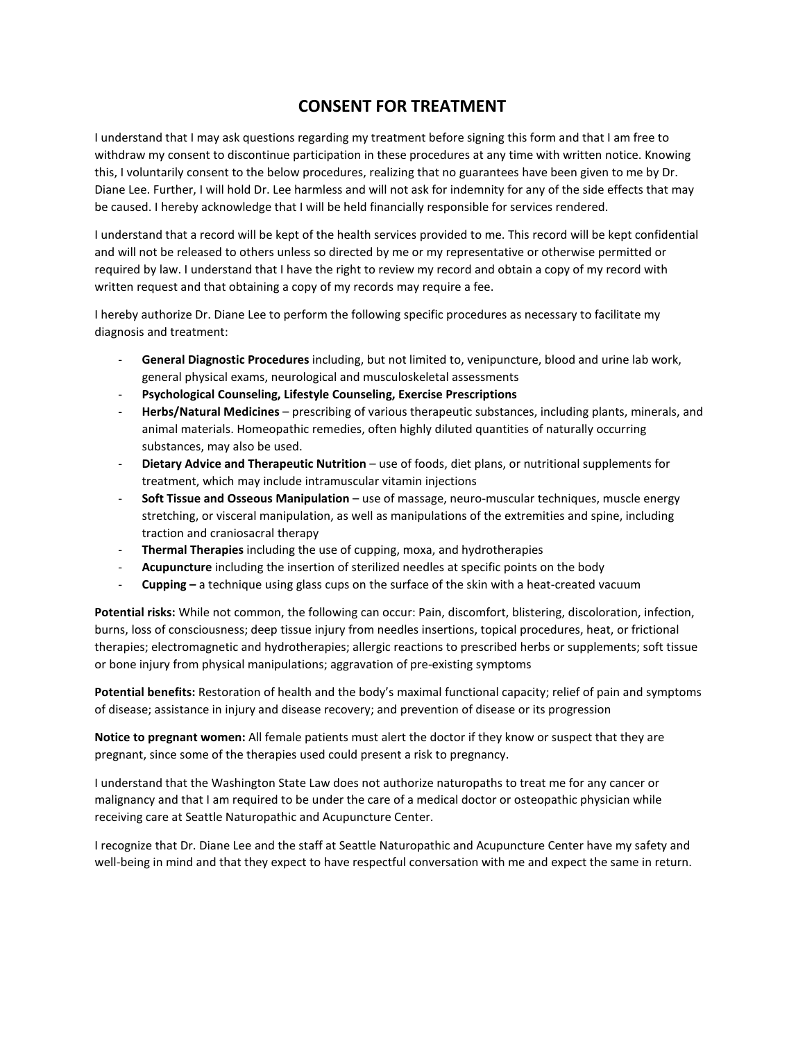# CONSENT FOR TREATMENT

I understand that I may ask questions regarding my treatment before signing this form and that I am free to withdraw my consent to discontinue participation in these procedures at any time with written notice. Knowing this, I voluntarily consent to the below procedures, realizing that no guarantees have been given to me by Dr. Diane Lee. Further, I will hold Dr. Lee harmless and will not ask for indemnity for any of the side effects that may be caused. I hereby acknowledge that I will be held financially responsible for services rendered.

I understand that a record will be kept of the health services provided to me. This record will be kept confidential and will not be released to others unless so directed by me or my representative or otherwise permitted or required by law. I understand that I have the right to review my record and obtain a copy of my record with written request and that obtaining a copy of my records may require a fee.

I hereby authorize Dr. Diane Lee to perform the following specific procedures as necessary to facilitate my diagnosis and treatment:

- **General Diagnostic Procedures** including, but not limited to, venipuncture, blood and urine lab work, general physical exams, neurological and musculoskeletal assessments
- **Psychological Counseling, Lifestyle Counseling, Exercise Prescriptions**
- **Herbs/Natural Medicines** – prescribing of various therapeutic substances, including plants, minerals, and animal materials. Homeopathic remedies, often highly diluted quantities of naturally occurring substances, may also be used.
- **Dietary Advice and Therapeutic Nutrition** – use of foods, diet plans, or nutritional supplements for treatment, which may include intramuscular vitamin injections
- **Soft Tissue and Osseous Manipulation** – use of massage, neuro-muscular techniques, muscle energy stretching, or visceral manipulation, as well as manipulations of the extremities and spine, including traction and craniosacral therapy
- **Thermal Therapies** including the use of cupping, moxa, and hydrotherapies
- **Acupuncture** including the insertion of sterilized needles at specific points on the body
- **Cupping –** a technique using glass cups on the surface of the skin with a heat-created vacuum

**Potential risks:** While not common, the following can occur: Pain, discomfort, blistering, discoloration, infection, burns, loss of consciousness; deep tissue injury from needles insertions, topical procedures, heat, or frictional therapies; electromagnetic and hydrotherapies; allergic reactions to prescribed herbs or supplements; soft tissue or bone injury from physical manipulations; aggravation of pre-existing symptoms

**Potential benefits:** Restoration of health and the body's maximal functional capacity; relief of pain and symptoms of disease; assistance in injury and disease recovery; and prevention of disease or its progression

**Notice to pregnant women:** All female patients must alert the doctor if they know or suspect that they are pregnant, since some of the therapies used could present a risk to pregnancy.

I understand that the Washington State Law does not authorize naturopaths to treat me for any cancer or malignancy and that I am required to be under the care of a medical doctor or osteopathic physician while receiving care at Seattle Naturopathic and Acupuncture Center.

I recognize that Dr. Diane Lee and the staff at Seattle Naturopathic and Acupuncture Center have my safety and well-being in mind and that they expect to have respectful conversation with me and expect the same in return.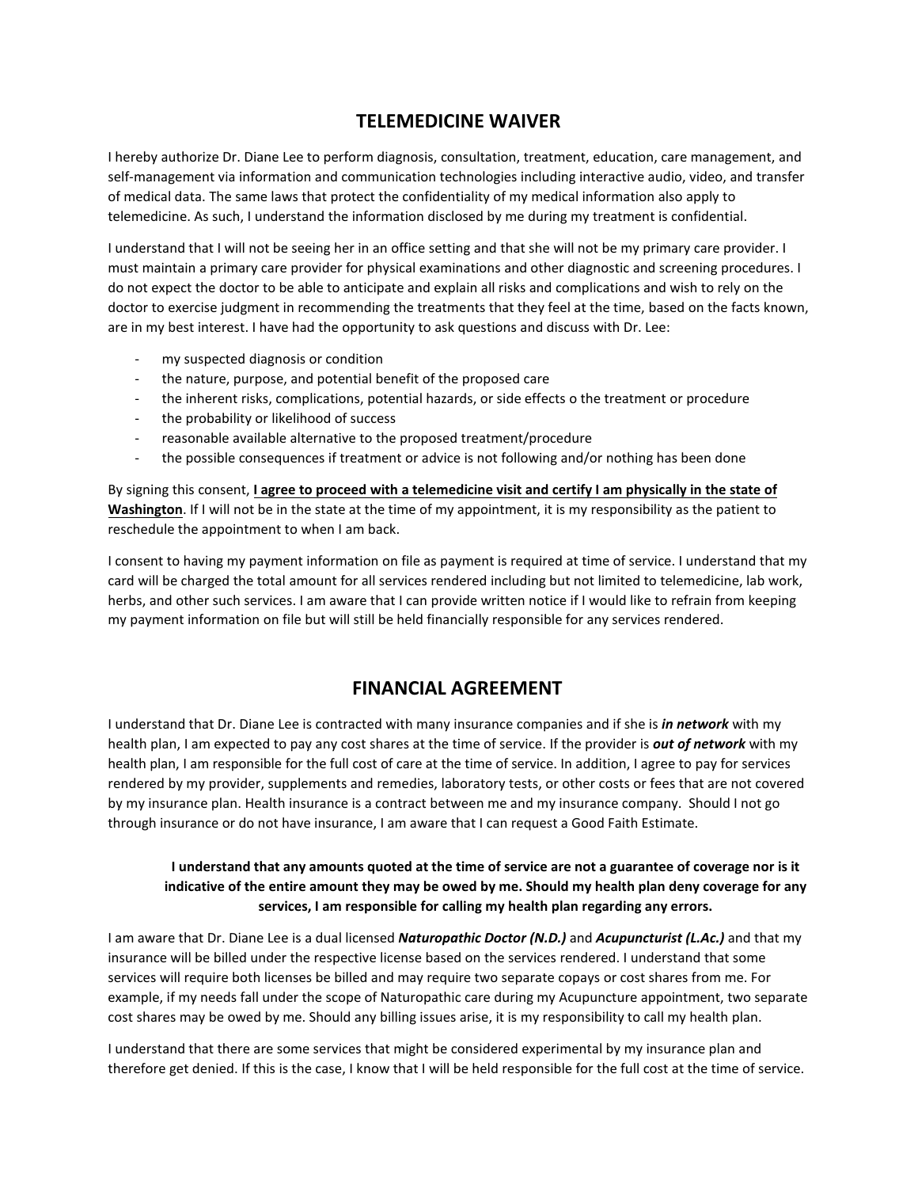# TELEMEDICINE WAIVER

I hereby authorize Dr. Diane Lee to perform diagnosis, consultation, treatment, education, care management, and self-management via information and communication technologies including interactive audio, video, and transfer of medical data. The same laws that protect the confidentiality of my medical information also apply to telemedicine. As such, I understand the information disclosed by me during my treatment is confidential.

I understand that I will not be seeing her in an office setting and that she will not be my primary care provider. I must maintain a primary care provider for physical examinations and other diagnostic and screening procedures. I do not expect the doctor to be able to anticipate and explain all risks and complications and wish to rely on the doctor to exercise judgment in recommending the treatments that they feel at the time, based on the facts known, are in my best interest. I have had the opportunity to ask questions and discuss with Dr. Lee:

- my suspected diagnosis or condition
- the nature, purpose, and potential benefit of the proposed care
- the inherent risks, complications, potential hazards, or side effects o the treatment or procedure
- the probability or likelihood of success
- reasonable available alternative to the proposed treatment/procedure
- the possible consequences if treatment or advice is not following and/or nothing has been done

By signing this consent, **I agree to proceed with a telemedicine visit and certify I am physically in the state of Washington**. If I will not be in the state at the time of my appointment, it is my responsibility as the patient to reschedule the appointment to when I am back.

I consent to having my payment information on file as payment is required at time of service. I understand that my card will be charged the total amount for all services rendered including but not limited to telemedicine, lab work, herbs, and other such services. I am aware that I can provide written notice if I would like to refrain from keeping my payment information on file but will still be held financially responsible for any services rendered.

# FINANCIAL AGREEMENT

I understand that Dr. Diane Lee is contracted with many insurance companies and if she is ***in network*** with my health plan, I am expected to pay any cost shares at the time of service. If the provider is ***out of network*** with my health plan, I am responsible for the full cost of care at the time of service. In addition, I agree to pay for services rendered by my provider, supplements and remedies, laboratory tests, or other costs or fees that are not covered by my insurance plan. Health insurance is a contract between me and my insurance company. Should I not go through insurance or do not have insurance, I am aware that I can request a Good Faith Estimate.

**I understand that any amounts quoted at the time of service are not a guarantee of coverage nor is it indicative of the entire amount they may be owed by me. Should my health plan deny coverage for any services, I am responsible for calling my health plan regarding any errors.**

I am aware that Dr. Diane Lee is a dual licensed ***Naturopathic Doctor (N.D.)*** and ***Acupuncturist (L.Ac.)*** and that my insurance will be billed under the respective license based on the services rendered. I understand that some services will require both licenses be billed and may require two separate copays or cost shares from me. For example, if my needs fall under the scope of Naturopathic care during my Acupuncture appointment, two separate cost shares may be owed by me. Should any billing issues arise, it is my responsibility to call my health plan.

I understand that there are some services that might be considered experimental by my insurance plan and therefore get denied. If this is the case, I know that I will be held responsible for the full cost at the time of service.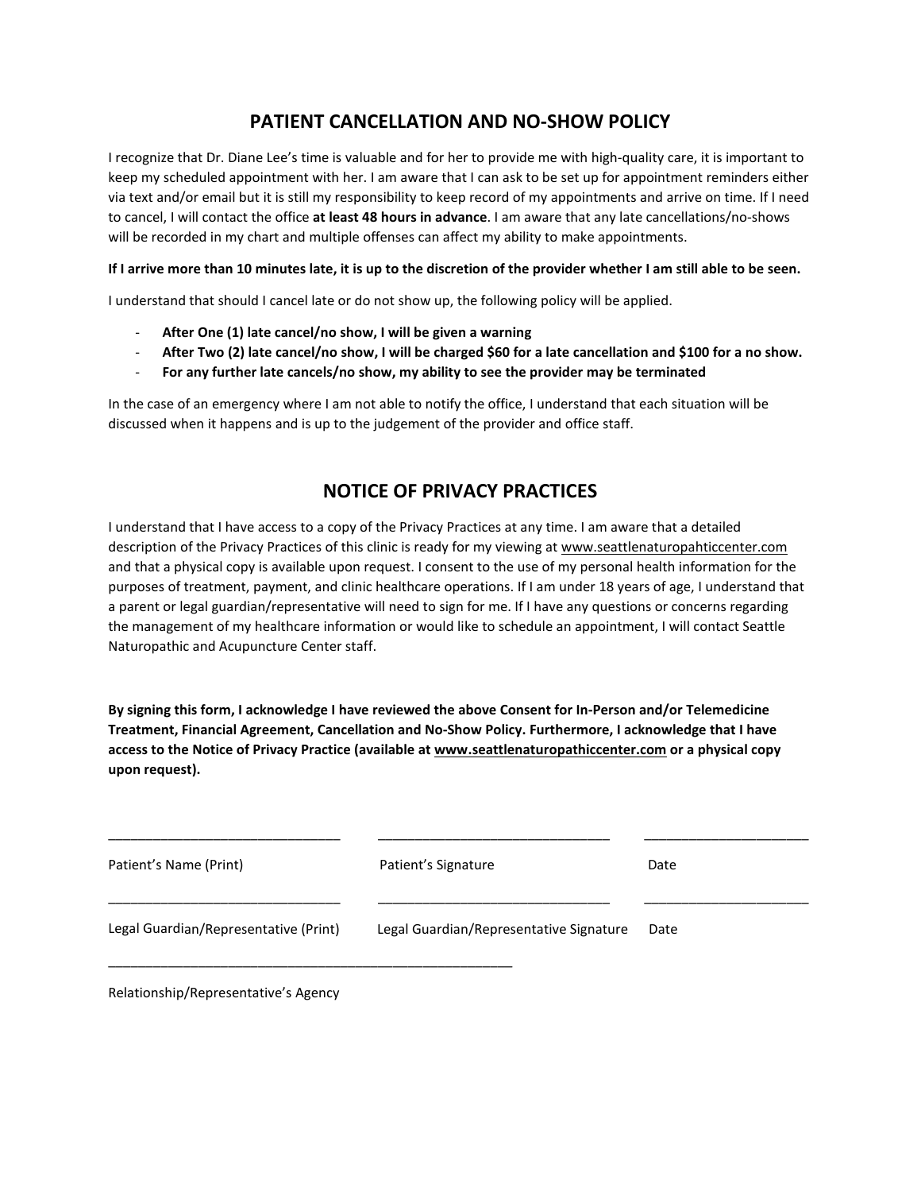## PATIENT CANCELLATION AND NO-SHOW POLICY

I recognize that Dr. Diane Lee's time is valuable and for her to provide me with high-quality care, it is important to keep my scheduled appointment with her. I am aware that I can ask to be set up for appointment reminders either via text and/or email but it is still my responsibility to keep record of my appointments and arrive on time. If I need to cancel, I will contact the office **at least 48 hours in advance**. I am aware that any late cancellations/no-shows will be recorded in my chart and multiple offenses can affect my ability to make appointments.

**If I arrive more than 10 minutes late, it is up to the discretion of the provider whether I am still able to be seen.**

I understand that should I cancel late or do not show up, the following policy will be applied.

- **After One (1) late cancel/no show, I will be given a warning**
- **After Two (2) late cancel/no show, I will be charged $60 for a late cancellation and $100 for a no show.**
- **For any further late cancels/no show, my ability to see the provider may be terminated**

In the case of an emergency where I am not able to notify the office, I understand that each situation will be discussed when it happens and is up to the judgement of the provider and office staff.

## NOTICE OF PRIVACY PRACTICES

I understand that I have access to a copy of the Privacy Practices at any time. I am aware that a detailed description of the Privacy Practices of this clinic is ready for my viewing at www.seattlenaturopahticcenter.com and that a physical copy is available upon request. I consent to the use of my personal health information for the purposes of treatment, payment, and clinic healthcare operations. If I am under 18 years of age, I understand that a parent or legal guardian/representative will need to sign for me. If I have any questions or concerns regarding the management of my healthcare information or would like to schedule an appointment, I will contact Seattle Naturopathic and Acupuncture Center staff.

**By signing this form, I acknowledge I have reviewed the above Consent for In-Person and/or Telemedicine Treatment, Financial Agreement, Cancellation and No-Show Policy. Furthermore, I acknowledge that I have access to the Notice of Privacy Practice (available at www.seattlenaturopathiccenter.com or a physical copy upon request).**

_______________________________ _______________________________ ______________________

Patient's Name (Print) Patient's Signature Date

_______________________________ _______________________________ ______________________

Legal Guardian/Representative (Print) Legal Guardian/Representative Signature Date

______________________________________________________

Relationship/Representative's Agency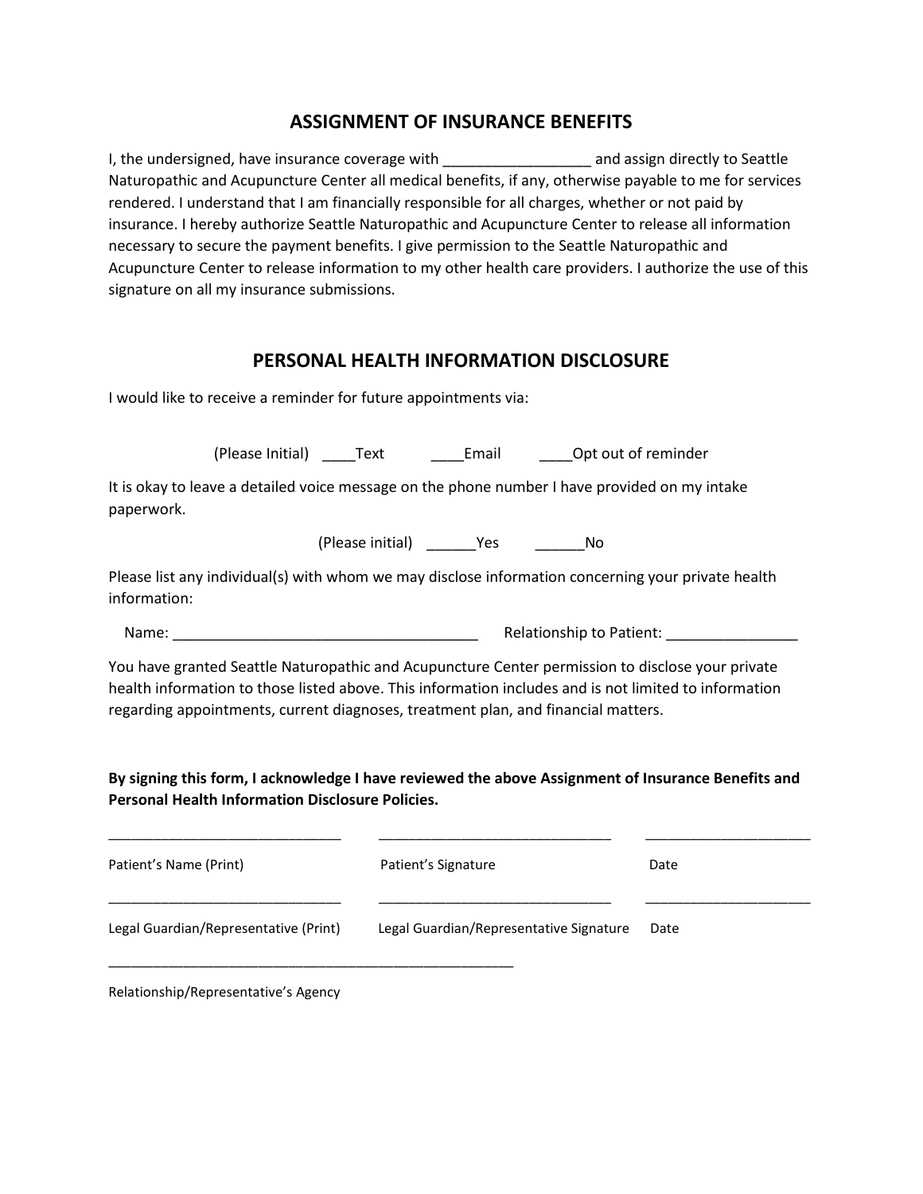## ASSIGNMENT OF INSURANCE BENEFITS

I, the undersigned, have insurance coverage with __________________ and assign directly to Seattle Naturopathic and Acupuncture Center all medical benefits, if any, otherwise payable to me for services rendered. I understand that I am financially responsible for all charges, whether or not paid by insurance. I hereby authorize Seattle Naturopathic and Acupuncture Center to release all information necessary to secure the payment benefits. I give permission to the Seattle Naturopathic and Acupuncture Center to release information to my other health care providers. I authorize the use of this signature on all my insurance submissions.

## PERSONAL HEALTH INFORMATION DISCLOSURE

I would like to receive a reminder for future appointments via:

(Please Initial) ____Text ____Email ____Opt out of reminder

It is okay to leave a detailed voice message on the phone number I have provided on my intake paperwork.

(Please initial) ______Yes ______No

Please list any individual(s) with whom we may disclose information concerning your private health information:

Name: ______________________________________ Relationship to Patient: ________________

You have granted Seattle Naturopathic and Acupuncture Center permission to disclose your private health information to those listed above. This information includes and is not limited to information regarding appointments, current diagnoses, treatment plan, and financial matters.

**By signing this form, I acknowledge I have reviewed the above Assignment of Insurance Benefits and Personal Health Information Disclosure Policies.**

______________________________ ______________________________ _____________________

Patient's Name (Print) Patient's Signature Date

______________________________ ______________________________ _____________________

Legal Guardian/Representative (Print) Legal Guardian/Representative Signature Date

______________________________________________________

Relationship/Representative's Agency